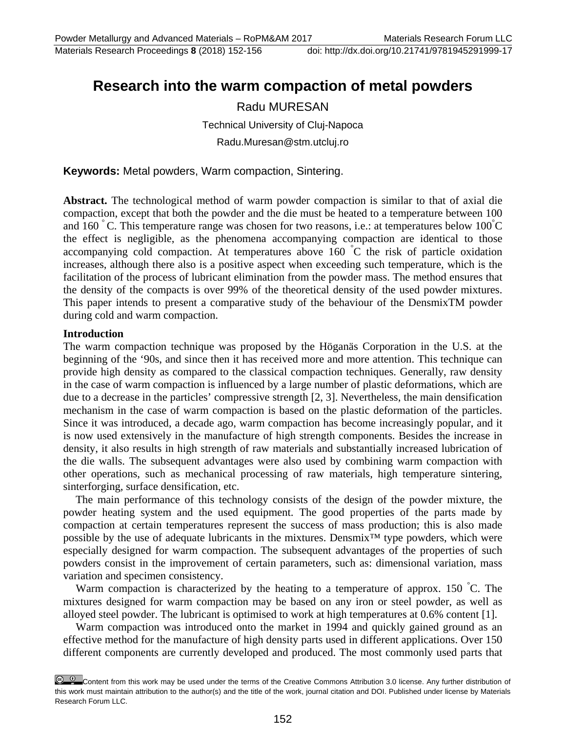# Research into the warm compaction of metal powders

Radu MURESAN

Technical University of Cluj-Napoca

Radu.Muresan@stm.utcluj.ro

**Keywords:** Metal powders, Warm compaction, Sintering.

**Abstract.** The technological method of warm powder compaction is similar to that of axial die compaction, except that both the powder and the die must be heated to a temperature between 100 and 160 °C. This temperature range was chosen for two reasons, i.e.: at temperatures below 100°C the effect is negligible, as the phenomena accompanying compaction are identical to those accompanying cold compaction. At temperatures above 160 °C the risk of particle oxidation increases, although there also is a positive aspect when exceeding such temperature, which is the facilitation of the process of lubricant elimination from the powder mass. The method ensures that the density of the compacts is over 99% of the theoretical density of the used powder mixtures. This paper intends to present a comparative study of the behaviour of the DensmixTM powder during cold and warm compaction.

## Introduction

The warm compaction technique was proposed by the Höganäs Corporation in the U.S. at the beginning of the '90s, and since then it has received more and more attention. This technique can provide high density as compared to the classical compaction techniques. Generally, raw density in the case of warm compaction is influenced by a large number of plastic deformations, which are due to a decrease in the particles' compressive strength [2, 3]. Nevertheless, the main densification mechanism in the case of warm compaction is based on the plastic deformation of the particles. Since it was introduced, a decade ago, warm compaction has become increasingly popular, and it is now used extensively in the manufacture of high strength components. Besides the increase in density, it also results in high strength of raw materials and substantially increased lubrication of the die walls. The subsequent advantages were also used by combining warm compaction with other operations, such as mechanical processing of raw materials, high temperature sintering, sinterforging, surface densification, etc.

The main performance of this technology consists of the design of the powder mixture, the powder heating system and the used equipment. The good properties of the parts made by compaction at certain temperatures represent the success of mass production; this is also made possible by the use of adequate lubricants in the mixtures. Densmix™ type powders, which were especially designed for warm compaction. The subsequent advantages of the properties of such powders consist in the improvement of certain parameters, such as: dimensional variation, mass variation and specimen consistency.

Warm compaction is characterized by the heating to a temperature of approx. 150 °C. The mixtures designed for warm compaction may be based on any iron or steel powder, as well as alloyed steel powder. The lubricant is optimised to work at high temperatures at 0.6% content [1].

Warm compaction was introduced onto the market in 1994 and quickly gained ground as an effective method for the manufacture of high density parts used in different applications. Over 150 different components are currently developed and produced. The most commonly used parts that

Content from this work may be used under the terms of the Creative Commons Attribution 3.0 license. Any further distribution of this work must maintain attribution to the author(s) and the title of the work, journal citation and DOI. Published under license by Materials Research Forum LLC.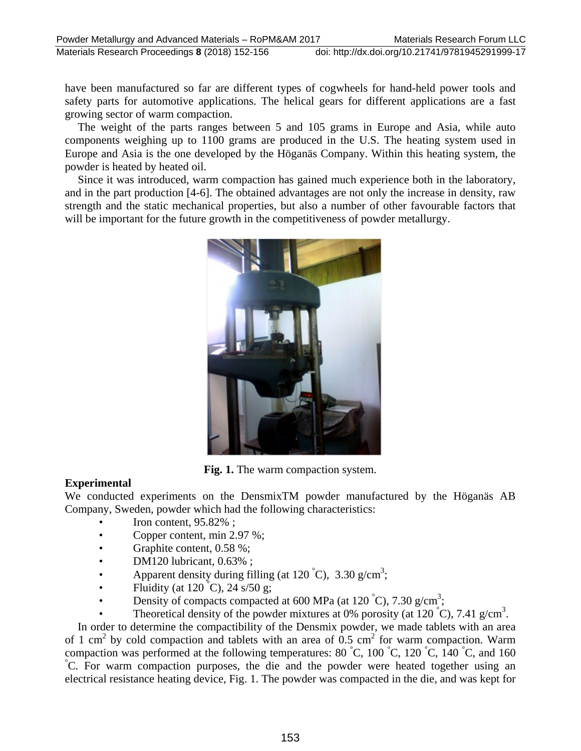have been manufactured so far are different types of cogwheels for hand-held power tools and safety parts for automotive applications. The helical gears for different applications are a fast growing sector of warm compaction.

The weight of the parts ranges between 5 and 105 grams in Europe and Asia, while auto components weighing up to 1100 grams are produced in the U.S. The heating system used in Europe and Asia is the one developed by the Höganäs Company. Within this heating system, the powder is heated by heated oil.

Since it was introduced, warm compaction has gained much experience both in the laboratory, and in the part production [4-6]. The obtained advantages are not only the increase in density, raw strength and the static mechanical properties, but also a number of other favourable factors that will be important for the future growth in the competitiveness of powder metallurgy.

**Fig. 1.** The warm compaction system.

**Experimental**

We conducted experiments on the DensmixTM powder manufactured by the Höganäs AB Company, Sweden, powder which had the following characteristics:

- Iron content, 95.82% ;
- Copper content, min 2.97 %;
- Graphite content, 0.58 %;
- DM120 lubricant, 0.63% ;
- Apparent density during filling (at 120 °C), 3.30 g/cm$^3$;
- Fluidity (at 120 °C), 24 s/50 g;
- Density of compacts compacted at 600 MPa (at 120 °C), 7.30 g/cm$^3$;
- Theoretical density of the powder mixtures at 0% porosity (at 120 °C), 7.41 g/cm$^3$.

In order to determine the compactibility of the Densmix powder, we made tablets with an area of 1 cm$^2$ by cold compaction and tablets with an area of 0.5 cm$^2$ for warm compaction. Warm compaction was performed at the following temperatures: 80 °C, 100 °C, 120 °C, 140 °C, and 160 °C. For warm compaction purposes, the die and the powder were heated together using an electrical resistance heating device, Fig. 1. The powder was compacted in the die, and was kept for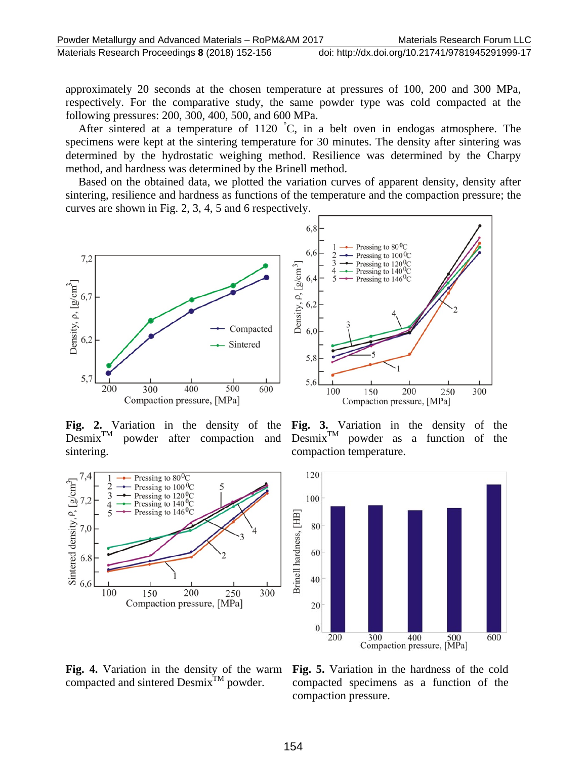approximately 20 seconds at the chosen temperature at pressures of 100, 200 and 300 MPa, respectively. For the comparative study, the same powder type was cold compacted at the following pressures: 200, 300, 400, 500, and 600 MPa.

After sintered at a temperature of 1120 °C, in a belt oven in endogas atmosphere. The specimens were kept at the sintering temperature for 30 minutes. The density after sintering was determined by the hydrostatic weighing method. Resilience was determined by the Charpy method, and hardness was determined by the Brinell method.

Based on the obtained data, we plotted the variation curves of apparent density, density after sintering, resilience and hardness as functions of the temperature and the compaction pressure; the curves are shown in Fig. 2, 3, 4, 5 and 6 respectively.

**Fig. 2.** Variation in the density of the Desmix[TM] powder after compaction and sintering.

**Fig. 3.** Variation in the density of the Desmix[TM] powder as a function of the compaction temperature.

**Fig. 4.** Variation in the density of the warm compacted and sintered Desmix[TM] powder.

**Fig. 5.** Variation in the hardness of the cold compacted specimens as a function of the compaction pressure.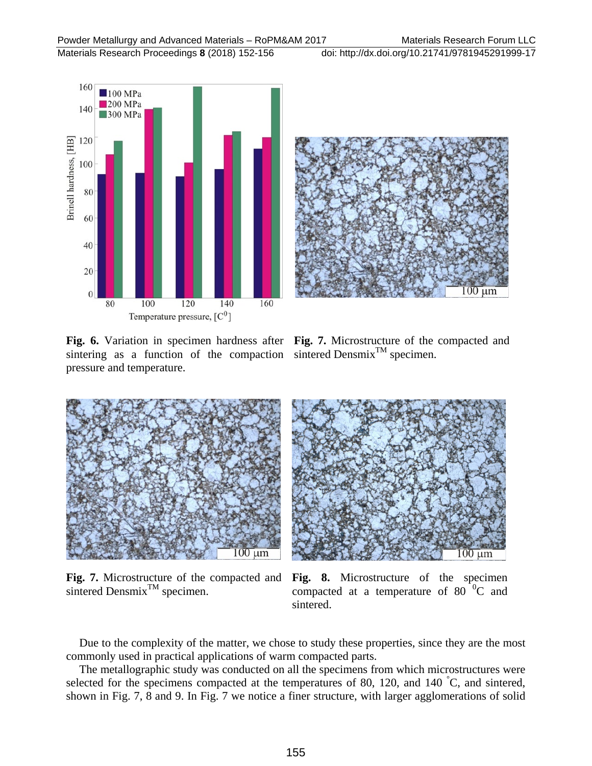**Fig. 6.** Variation in specimen hardness after sintering as a function of the compaction pressure and temperature.

**Fig. 7.** Microstructure of the compacted and sintered Densmix$^{TM}$ specimen.

**Fig. 7.** Microstructure of the compacted and sintered Densmix$^{TM}$ specimen.

**Fig. 8.** Microstructure of the specimen compacted at a temperature of 80 $^0$C and sintered.

Due to the complexity of the matter, we chose to study these properties, since they are the most commonly used in practical applications of warm compacted parts.

The metallographic study was conducted on all the specimens from which microstructures were selected for the specimens compacted at the temperatures of 80, 120, and 140 $^{\circ}$C, and sintered, shown in Fig. 7, 8 and 9. In Fig. 7 we notice a finer structure, with larger agglomerations of solid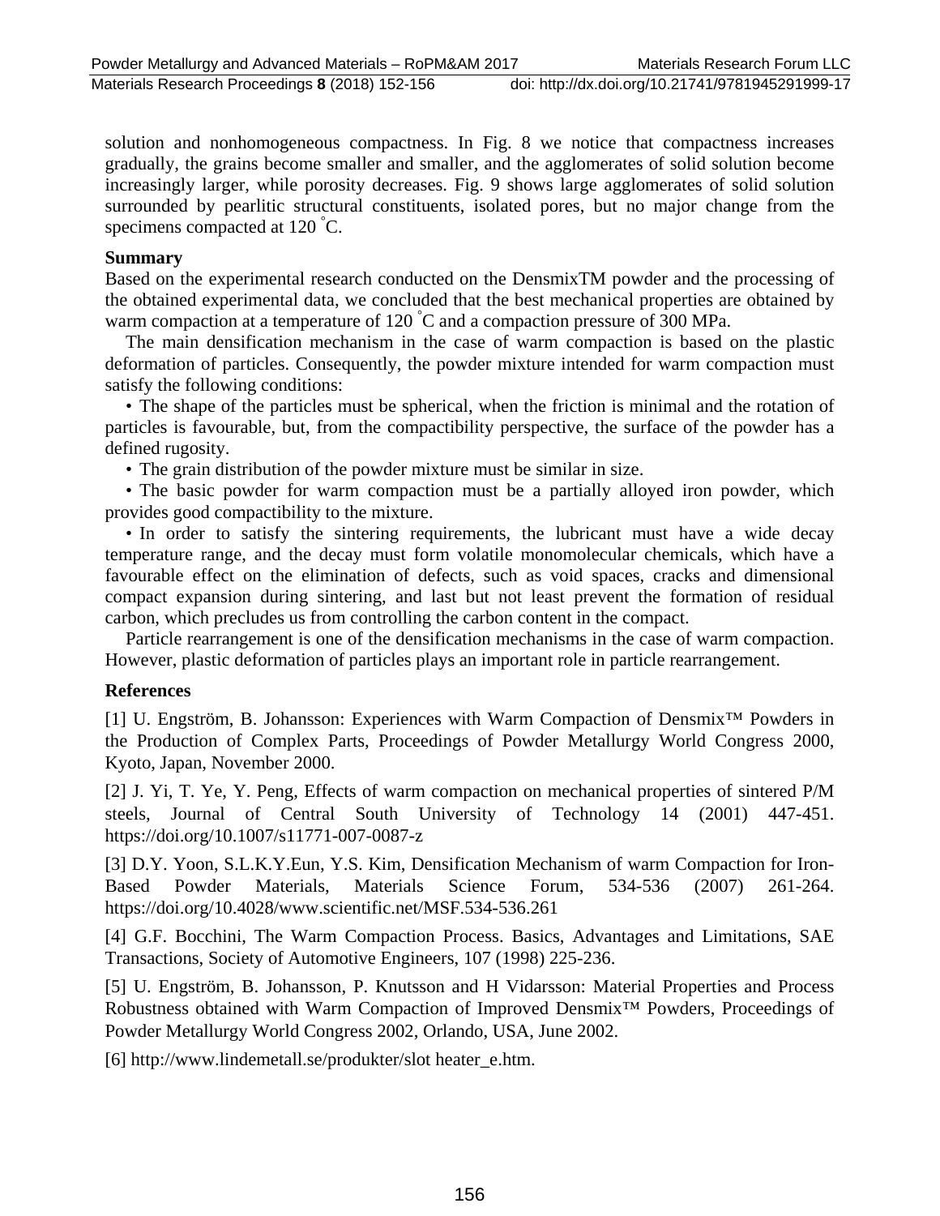solution and nonhomogeneous compactness. In Fig. 8 we notice that compactness increases gradually, the grains become smaller and smaller, and the agglomerates of solid solution become increasingly larger, while porosity decreases. Fig. 9 shows large agglomerates of solid solution surrounded by pearlitic structural constituents, isolated pores, but no major change from the specimens compacted at 120 °C.

## Summary

Based on the experimental research conducted on the DensmixTM powder and the processing of the obtained experimental data, we concluded that the best mechanical properties are obtained by warm compaction at a temperature of 120 °C and a compaction pressure of 300 MPa.

The main densification mechanism in the case of warm compaction is based on the plastic deformation of particles. Consequently, the powder mixture intended for warm compaction must satisfy the following conditions:

- The shape of the particles must be spherical, when the friction is minimal and the rotation of particles is favourable, but, from the compactibility perspective, the surface of the powder has a defined rugosity.
- The grain distribution of the powder mixture must be similar in size.
- The basic powder for warm compaction must be a partially alloyed iron powder, which provides good compactibility to the mixture.
- In order to satisfy the sintering requirements, the lubricant must have a wide decay temperature range, and the decay must form volatile monomolecular chemicals, which have a favourable effect on the elimination of defects, such as void spaces, cracks and dimensional compact expansion during sintering, and last but not least prevent the formation of residual carbon, which precludes us from controlling the carbon content in the compact.

Particle rearrangement is one of the densification mechanisms in the case of warm compaction. However, plastic deformation of particles plays an important role in particle rearrangement.

## References

[1] U. Engström, B. Johansson: Experiences with Warm Compaction of Densmix™ Powders in the Production of Complex Parts, Proceedings of Powder Metallurgy World Congress 2000, Kyoto, Japan, November 2000.

[2] J. Yi, T. Ye, Y. Peng, Effects of warm compaction on mechanical properties of sintered P/M steels, Journal of Central South University of Technology 14 (2001) 447-451. https://doi.org/10.1007/s11771-007-0087-z

[3] D.Y. Yoon, S.L.K.Y.Eun, Y.S. Kim, Densification Mechanism of warm Compaction for Iron-Based Powder Materials, Materials Science Forum, 534-536 (2007) 261-264. https://doi.org/10.4028/www.scientific.net/MSF.534-536.261

[4] G.F. Bocchini, The Warm Compaction Process. Basics, Advantages and Limitations, SAE Transactions, Society of Automotive Engineers, 107 (1998) 225-236.

[5] U. Engström, B. Johansson, P. Knutsson and H Vidarsson: Material Properties and Process Robustness obtained with Warm Compaction of Improved Densmix™ Powders, Proceedings of Powder Metallurgy World Congress 2002, Orlando, USA, June 2002.

[6] http://www.lindemetall.se/produkter/slot heater_e.htm.